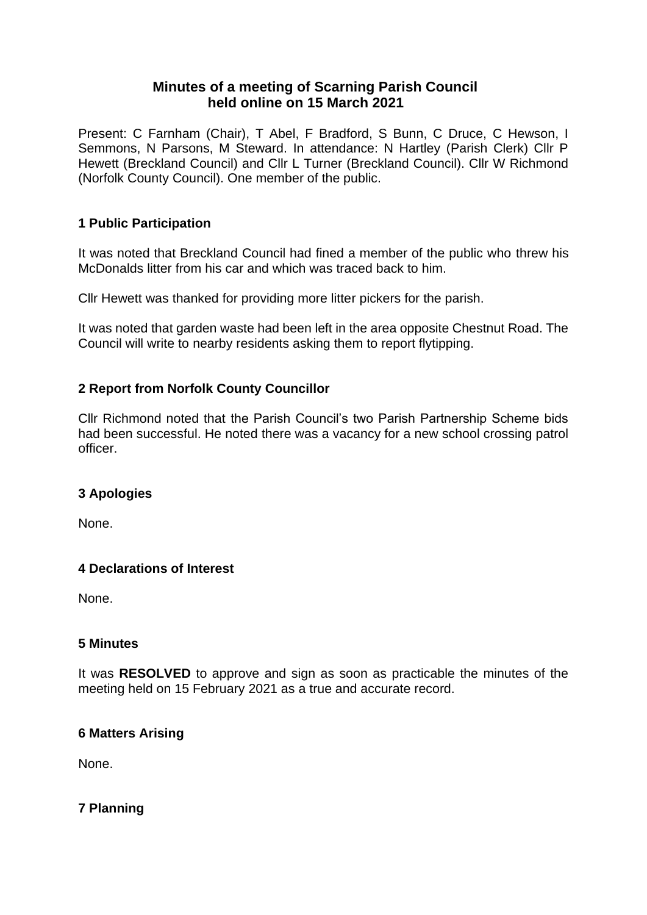# Minutes of a meeting of Scarning Parish Council held online on 15 March 2021

Present: C Farnham (Chair), T Abel, F Bradford, S Bunn, C Druce, C Hewson, I Semmons, N Parsons, M Steward. In attendance: N Hartley (Parish Clerk) Cllr P Hewett (Breckland Council) and Cllr L Turner (Breckland Council). Cllr W Richmond (Norfolk County Council). One member of the public.

## 1 Public Participation

It was noted that Breckland Council had fined a member of the public who threw his McDonalds litter from his car and which was traced back to him.

Cllr Hewett was thanked for providing more litter pickers for the parish.

It was noted that garden waste had been left in the area opposite Chestnut Road. The Council will write to nearby residents asking them to report flytipping.

## 2 Report from Norfolk County Councillor

Cllr Richmond noted that the Parish Council's two Parish Partnership Scheme bids had been successful. He noted there was a vacancy for a new school crossing patrol officer.

## 3 Apologies

None.

## 4 Declarations of Interest

None.

## 5 Minutes

It was **RESOLVED** to approve and sign as soon as practicable the minutes of the meeting held on 15 February 2021 as a true and accurate record.

## 6 Matters Arising

None.

## 7 Planning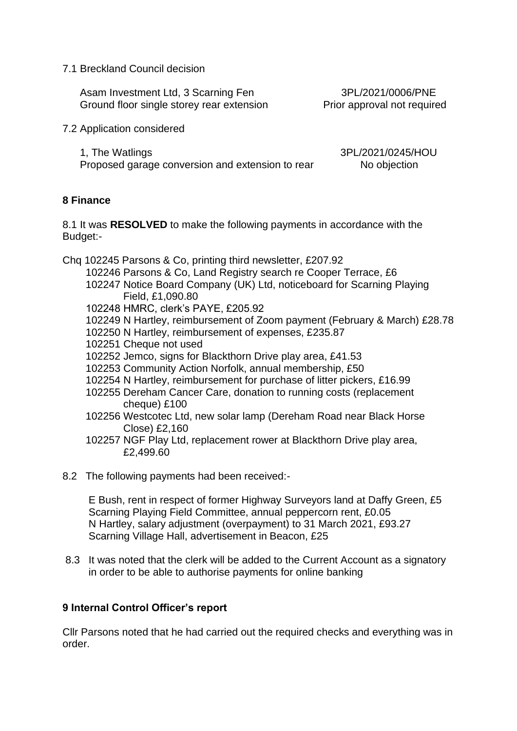7.1 Breckland Council decision

Asam Investment Ltd, 3 Scarning Fen — 3PL/2021/0006/PNE
Ground floor single storey rear extension — Prior approval not required

7.2 Application considered

1, The Watlings — 3PL/2021/0245/HOU
Proposed garage conversion and extension to rear — No objection

## 8 Finance

8.1 It was **RESOLVED** to make the following payments in accordance with the Budget:-

Chq 102245 Parsons & Co, printing third newsletter, £207.92
102246 Parsons & Co, Land Registry search re Cooper Terrace, £6
102247 Notice Board Company (UK) Ltd, noticeboard for Scarning Playing Field, £1,090.80
102248 HMRC, clerk's PAYE, £205.92
102249 N Hartley, reimbursement of Zoom payment (February & March) £28.78
102250 N Hartley, reimbursement of expenses, £235.87
102251 Cheque not used
102252 Jemco, signs for Blackthorn Drive play area, £41.53
102253 Community Action Norfolk, annual membership, £50
102254 N Hartley, reimbursement for purchase of litter pickers, £16.99
102255 Dereham Cancer Care, donation to running costs (replacement cheque) £100
102256 Westcotec Ltd, new solar lamp (Dereham Road near Black Horse Close) £2,160
102257 NGF Play Ltd, replacement rower at Blackthorn Drive play area, £2,499.60

8.2 The following payments had been received:-

E Bush, rent in respect of former Highway Surveyors land at Daffy Green, £5
Scarning Playing Field Committee, annual peppercorn rent, £0.05
N Hartley, salary adjustment (overpayment) to 31 March 2021, £93.27
Scarning Village Hall, advertisement in Beacon, £25

8.3 It was noted that the clerk will be added to the Current Account as a signatory in order to be able to authorise payments for online banking

## 9 Internal Control Officer's report

Cllr Parsons noted that he had carried out the required checks and everything was in order.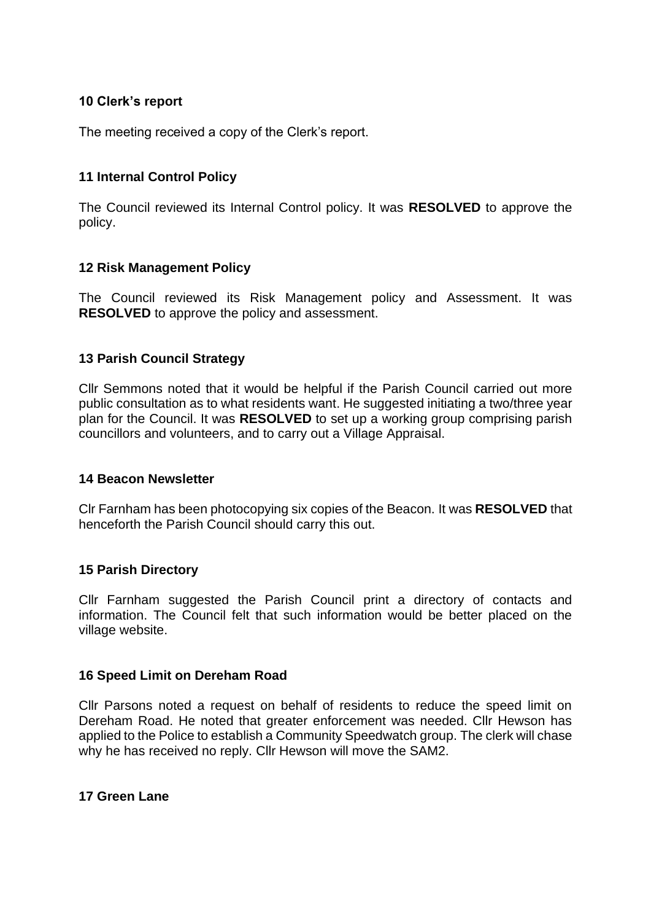**10 Clerk's report**

The meeting received a copy of the Clerk's report.

**11 Internal Control Policy**

The Council reviewed its Internal Control policy. It was **RESOLVED** to approve the policy.

**12 Risk Management Policy**

The Council reviewed its Risk Management policy and Assessment. It was **RESOLVED** to approve the policy and assessment.

**13 Parish Council Strategy**

Cllr Semmons noted that it would be helpful if the Parish Council carried out more public consultation as to what residents want. He suggested initiating a two/three year plan for the Council. It was **RESOLVED** to set up a working group comprising parish councillors and volunteers, and to carry out a Village Appraisal.

**14 Beacon Newsletter**

Clr Farnham has been photocopying six copies of the Beacon. It was **RESOLVED** that henceforth the Parish Council should carry this out.

**15 Parish Directory**

Cllr Farnham suggested the Parish Council print a directory of contacts and information. The Council felt that such information would be better placed on the village website.

**16 Speed Limit on Dereham Road**

Cllr Parsons noted a request on behalf of residents to reduce the speed limit on Dereham Road. He noted that greater enforcement was needed. Cllr Hewson has applied to the Police to establish a Community Speedwatch group. The clerk will chase why he has received no reply. Cllr Hewson will move the SAM2.

**17 Green Lane**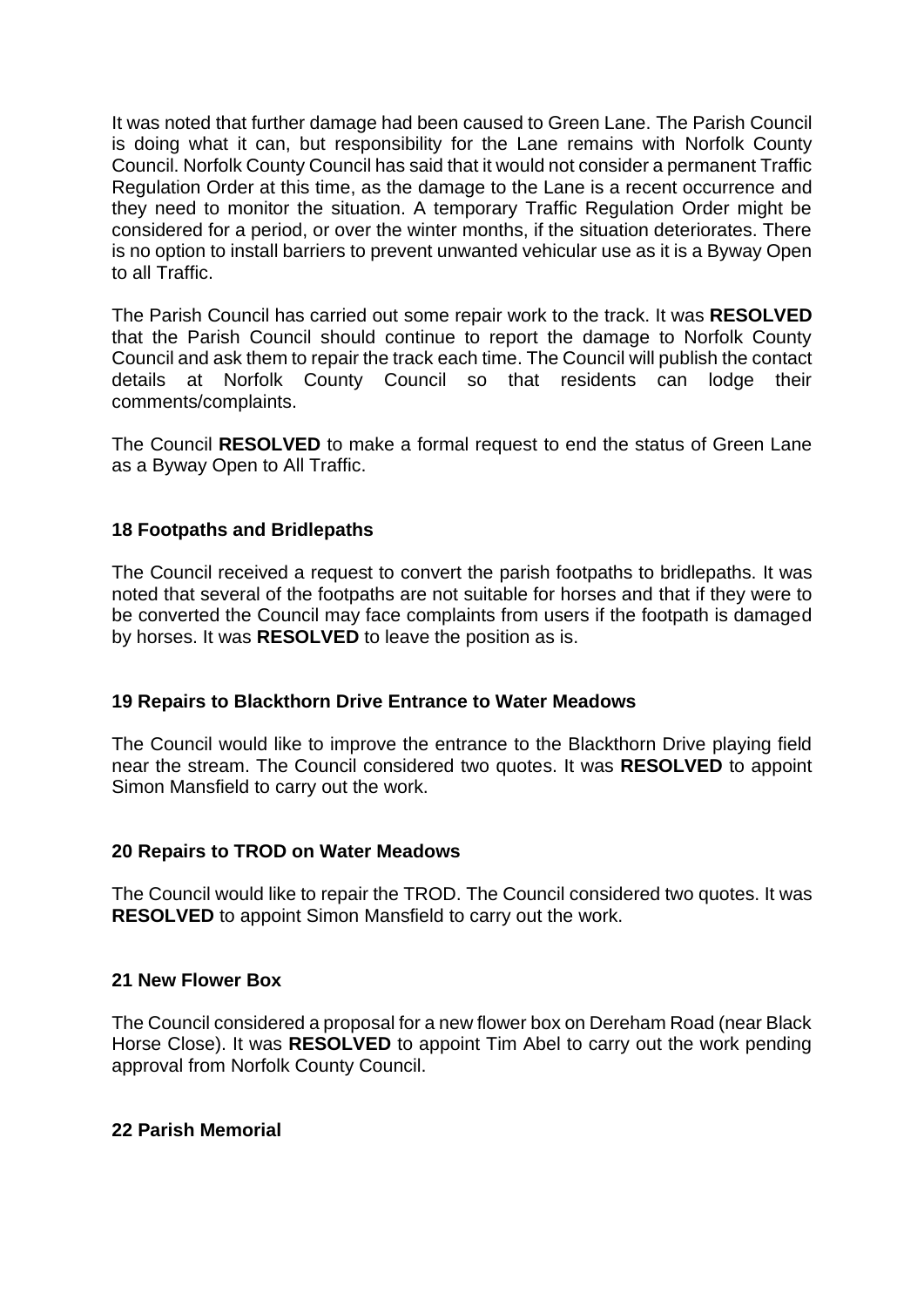It was noted that further damage had been caused to Green Lane. The Parish Council is doing what it can, but responsibility for the Lane remains with Norfolk County Council. Norfolk County Council has said that it would not consider a permanent Traffic Regulation Order at this time, as the damage to the Lane is a recent occurrence and they need to monitor the situation. A temporary Traffic Regulation Order might be considered for a period, or over the winter months, if the situation deteriorates. There is no option to install barriers to prevent unwanted vehicular use as it is a Byway Open to all Traffic.

The Parish Council has carried out some repair work to the track. It was **RESOLVED** that the Parish Council should continue to report the damage to Norfolk County Council and ask them to repair the track each time. The Council will publish the contact details at Norfolk County Council so that residents can lodge their comments/complaints.

The Council **RESOLVED** to make a formal request to end the status of Green Lane as a Byway Open to All Traffic.

### 18 Footpaths and Bridlepaths

The Council received a request to convert the parish footpaths to bridlepaths. It was noted that several of the footpaths are not suitable for horses and that if they were to be converted the Council may face complaints from users if the footpath is damaged by horses. It was **RESOLVED** to leave the position as is.

### 19 Repairs to Blackthorn Drive Entrance to Water Meadows

The Council would like to improve the entrance to the Blackthorn Drive playing field near the stream. The Council considered two quotes. It was **RESOLVED** to appoint Simon Mansfield to carry out the work.

### 20 Repairs to TROD on Water Meadows

The Council would like to repair the TROD. The Council considered two quotes. It was **RESOLVED** to appoint Simon Mansfield to carry out the work.

### 21 New Flower Box

The Council considered a proposal for a new flower box on Dereham Road (near Black Horse Close). It was **RESOLVED** to appoint Tim Abel to carry out the work pending approval from Norfolk County Council.

### 22 Parish Memorial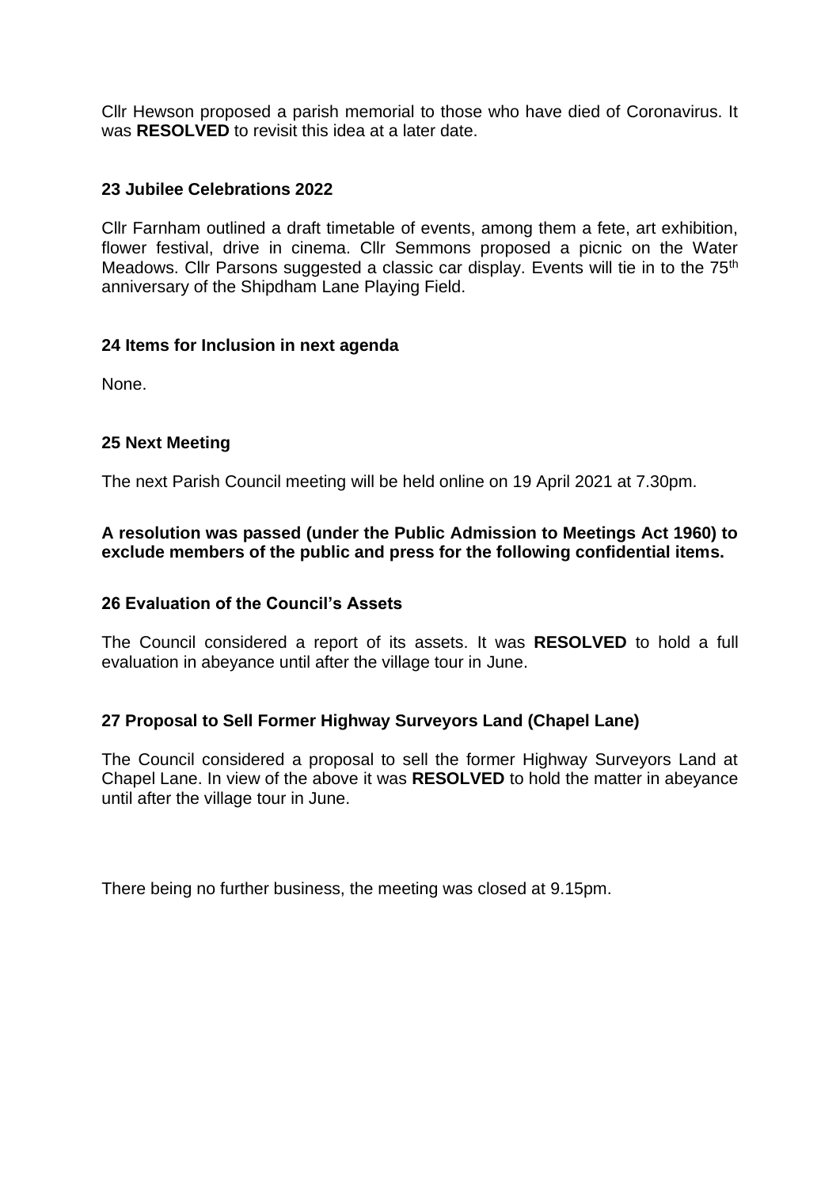Cllr Hewson proposed a parish memorial to those who have died of Coronavirus. It was **RESOLVED** to revisit this idea at a later date.

### 23 Jubilee Celebrations 2022

Cllr Farnham outlined a draft timetable of events, among them a fete, art exhibition, flower festival, drive in cinema. Cllr Semmons proposed a picnic on the Water Meadows. Cllr Parsons suggested a classic car display. Events will tie in to the 75th anniversary of the Shipdham Lane Playing Field.

### 24 Items for Inclusion in next agenda

None.

### 25 Next Meeting

The next Parish Council meeting will be held online on 19 April 2021 at 7.30pm.

**A resolution was passed (under the Public Admission to Meetings Act 1960) to exclude members of the public and press for the following confidential items.**

### 26 Evaluation of the Council's Assets

The Council considered a report of its assets. It was **RESOLVED** to hold a full evaluation in abeyance until after the village tour in June.

### 27 Proposal to Sell Former Highway Surveyors Land (Chapel Lane)

The Council considered a proposal to sell the former Highway Surveyors Land at Chapel Lane. In view of the above it was **RESOLVED** to hold the matter in abeyance until after the village tour in June.

There being no further business, the meeting was closed at 9.15pm.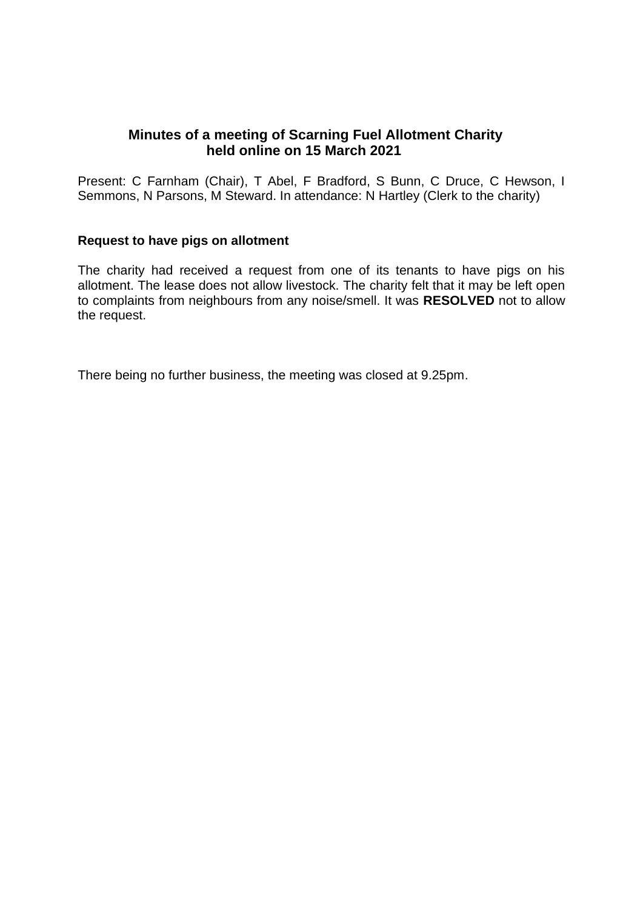**Minutes of a meeting of Scarning Fuel Allotment Charity held online on 15 March 2021**

Present: C Farnham (Chair), T Abel, F Bradford, S Bunn, C Druce, C Hewson, I Semmons, N Parsons, M Steward. In attendance: N Hartley (Clerk to the charity)

**Request to have pigs on allotment**

The charity had received a request from one of its tenants to have pigs on his allotment. The lease does not allow livestock. The charity felt that it may be left open to complaints from neighbours from any noise/smell. It was **RESOLVED** not to allow the request.

There being no further business, the meeting was closed at 9.25pm.